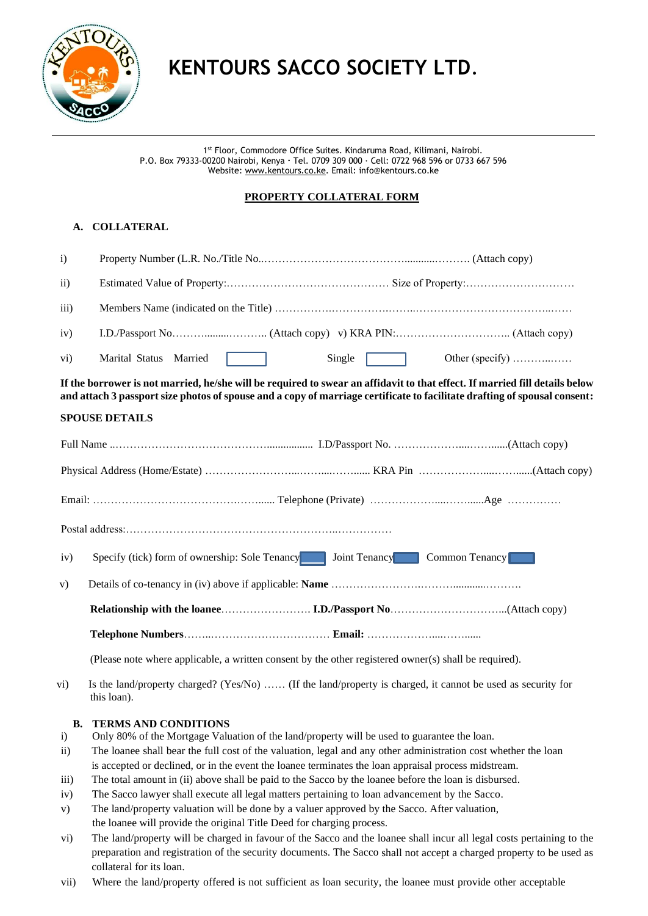# KENTOURS SACCO SOCIETY LTD.

1st Floor, Commodore Office Suites. Kindaruma Road, Kilimani, Nairobi.
P.O. Box 79333-00200 Nairobi, Kenya · Tel. 0709 309 000 · Cell: 0722 968 596 or 0733 667 596
Website: www.kentours.co.ke. Email: info@kentours.co.ke

## PROPERTY COLLATERAL FORM

### A. COLLATERAL

i) Property Number (L.R. No./Title No.……………………………………...........………. (Attach copy)

ii) Estimated Value of Property:……………………………………… Size of Property:…………………………

iii) Members Name (indicated on the Title) ……………………………………………………………………………

iv) I.D./Passport No……….........……….. (Attach copy) v) KRA PIN:………………………….. (Attach copy)

vi) Marital Status Married ☐ Single ☐ Other (specify) ………..……

**If the borrower is not married, he/she will be required to swear an affidavit to that effect. If married fill details below and attach 3 passport size photos of spouse and a copy of marriage certificate to facilitate drafting of spousal consent:**

**SPOUSE DETAILS**

Full Name ..……………………………………................. I.D/Passport No. ………………....……......(Attach copy)

Physical Address (Home/Estate) ……………………...……....……...... KRA Pin ………………....……......(Attach copy)

Email: ……………………………….……...... Telephone (Private) ………………....…….......Age ……………

Postal address:……………………………………………………..…………….

iv) Specify (tick) form of ownership: Sole Tenancy ☐ Joint Tenancy ☐ Common Tenancy ☐

v) Details of co-tenancy in (iv) above if applicable: **Name** ……………………..………............……….

**Relationship with the loanee**…………………….. **I.D./Passport No**…………………………...(Attach copy)

**Telephone Numbers**……..…………………………… **Email:** ………………....……......

(Please note where applicable, a written consent by the other registered owner(s) shall be required).

vi) Is the land/property charged? (Yes/No) …… (If the land/property is charged, it cannot be used as security for this loan).

### B. TERMS AND CONDITIONS

i) Only 80% of the Mortgage Valuation of the land/property will be used to guarantee the loan.

ii) The loanee shall bear the full cost of the valuation, legal and any other administration cost whether the loan is accepted or declined, or in the event the loanee terminates the loan appraisal process midstream.

iii) The total amount in (ii) above shall be paid to the Sacco by the loanee before the loan is disbursed.

iv) The Sacco lawyer shall execute all legal matters pertaining to loan advancement by the Sacco.

v) The land/property valuation will be done by a valuer approved by the Sacco. After valuation, the loanee will provide the original Title Deed for charging process.

vi) The land/property will be charged in favour of the Sacco and the loanee shall incur all legal costs pertaining to the preparation and registration of the security documents. The Sacco shall not accept a charged property to be used as collateral for its loan.

vii) Where the land/property offered is not sufficient as loan security, the loanee must provide other acceptable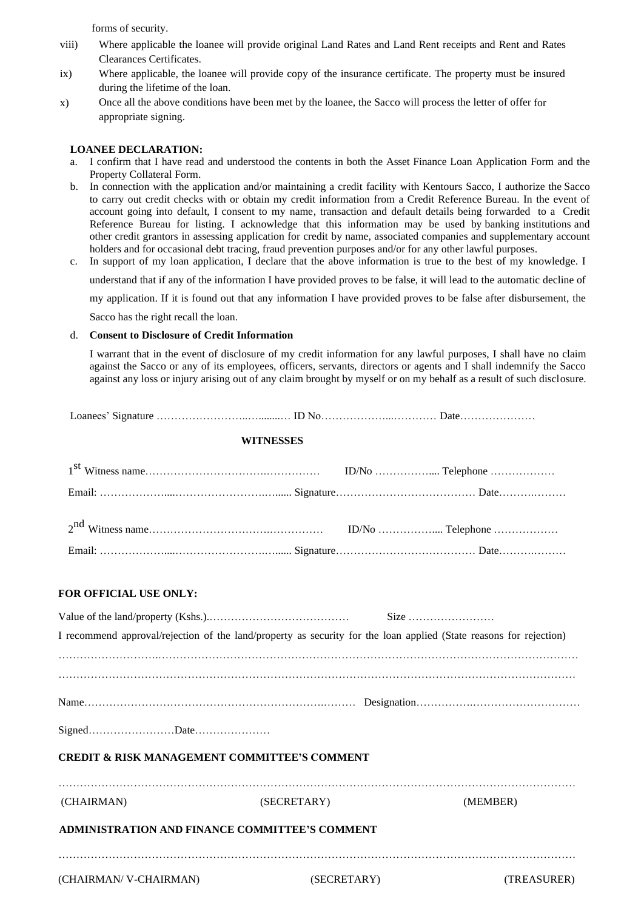forms of security.

viii) Where applicable the loanee will provide original Land Rates and Land Rent receipts and Rent and Rates Clearances Certificates.

ix) Where applicable, the loanee will provide copy of the insurance certificate. The property must be insured during the lifetime of the loan.

x) Once all the above conditions have been met by the loanee, the Sacco will process the letter of offer for appropriate signing.

**LOANEE DECLARATION:**

a. I confirm that I have read and understood the contents in both the Asset Finance Loan Application Form and the Property Collateral Form.

b. In connection with the application and/or maintaining a credit facility with Kentours Sacco, I authorize the Sacco to carry out credit checks with or obtain my credit information from a Credit Reference Bureau. In the event of account going into default, I consent to my name, transaction and default details being forwarded to a Credit Reference Bureau for listing. I acknowledge that this information may be used by banking institutions and other credit grantors in assessing application for credit by name, associated companies and supplementary account holders and for occasional debt tracing, fraud prevention purposes and/or for any other lawful purposes.

c. In support of my loan application, I declare that the above information is true to the best of my knowledge. I understand that if any of the information I have provided proves to be false, it will lead to the automatic decline of my application. If it is found out that any information I have provided proves to be false after disbursement, the Sacco has the right recall the loan.

d. **Consent to Disclosure of Credit Information**

I warrant that in the event of disclosure of my credit information for any lawful purposes, I shall have no claim against the Sacco or any of its employees, officers, servants, directors or agents and I shall indemnify the Sacco against any loss or injury arising out of any claim brought by myself or on my behalf as a result of such disclosure.

Loanees' Signature ………………………..……...…. ID No………………...………… Date…………………

**WITNESSES**

1st Witness name………………………………….…………… ID/No ……………..... Telephone ………………

Email: ………………....…………………….…..... Signature………………………………… Date…….………

2nd Witness name………………………………….…………… ID/No ……………..... Telephone ………………

Email: ………………....…………………….…..... Signature………………………………… Date…….………

**FOR OFFICIAL USE ONLY:**

Value of the land/property (Kshs.).………………………………… Size ……………………

I recommend approval/rejection of the land/property as security for the loan applied (State reasons for rejection)

……………………..……………………………………………………………………………………………………

…………………………………………………………………………………………………………………………

Name……………………………………………………………..……… Designation…………….…………………………

Signed……………………Date…………………

**CREDIT & RISK MANAGEMENT COMMITTEE'S COMMENT**

…………………………………………………………………………………………………………………………

(CHAIRMAN) (SECRETARY) (MEMBER)

**ADMINISTRATION AND FINANCE COMMITTEE'S COMMENT**

…………………………………………………………………………………………………………………………

(CHAIRMAN/ V-CHAIRMAN) (SECRETARY) (TREASURER)